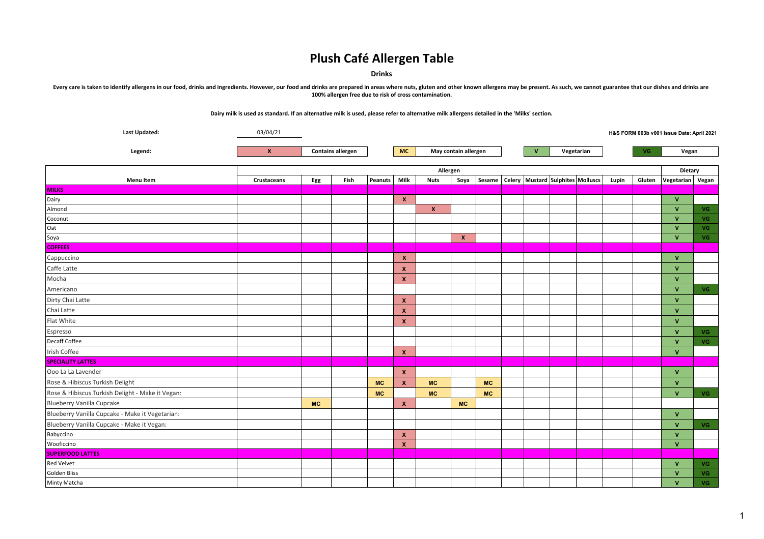# Plush Café Allergen Table

**Drinks**

**Every care is taken to identify allergens in our food, drinks and ingredients. However, our food and drinks are prepared in areas where nuts, gluten and other known allergens may be present. As such, we cannot guarantee that our dishes and drinks are 100% allergen free due to risk of cross contamination.**

**Dairy milk is used as standard. If an alternative milk is used, please refer to alternative milk allergens detailed in the 'Milks' section.**

**Last Updated:** 03/04/21

**H&S FORM 003b v001 Issue Date: April 2021**

**Legend:** X = Contains allergen; MC = May contain allergen; V = Vegetarian; VG = Vegan

| Menu Item | Allergen | | | | | | | | | | | | | | Dietary | |
|---|---|---|---|---|---|---|---|---|---|---|---|---|---|---|---|---|
| | Crustaceans | Egg | Fish | Peanuts | Milk | Nuts | Soya | Sesame | Celery | Mustard | Sulphites | Molluscs | Lupin | Gluten | Vegetarian | Vegan |
| **MILKS** | | | | | | | | | | | | | | | | |
| Dairy | | | | | X | | | | | | | | | | V | |
| Almond | | | | | | X | | | | | | | | | V | VG |
| Coconut | | | | | | | | | | | | | | | V | VG |
| Oat | | | | | | | | | | | | | | | V | VG |
| Soya | | | | | | | X | | | | | | | | V | VG |
| **COFFEES** | | | | | | | | | | | | | | | | |
| Cappuccino | | | | | X | | | | | | | | | | V | |
| Caffe Latte | | | | | X | | | | | | | | | | V | |
| Mocha | | | | | X | | | | | | | | | | V | |
| Americano | | | | | | | | | | | | | | | V | VG |
| Dirty Chai Latte | | | | | X | | | | | | | | | | V | |
| Chai Latte | | | | | X | | | | | | | | | | V | |
| Flat White | | | | | X | | | | | | | | | | V | |
| Espresso | | | | | | | | | | | | | | | V | VG |
| Decaff Coffee | | | | | | | | | | | | | | | V | VG |
| Irish Coffee | | | | | X | | | | | | | | | | V | |
| **SPECIALITY LATTES** | | | | | | | | | | | | | | | | |
| Ooo La La Lavender | | | | | X | | | | | | | | | | V | |
| Rose & Hibiscus Turkish Delight | | | | MC | X | MC | | MC | | | | | | | V | |
| Rose & Hibiscus Turkish Delight - Make it Vegan: | | | | MC | | MC | | MC | | | | | | | V | VG |
| Blueberry Vanilla Cupcake | | MC | | | X | | MC | | | | | | | | | |
| Blueberry Vanilla Cupcake - Make it Vegetarian: | | | | | | | | | | | | | | | V | |
| Blueberry Vanilla Cupcake - Make it Vegan: | | | | | | | | | | | | | | | V | VG |
| Babyccino | | | | | X | | | | | | | | | | V | |
| Wooficcino | | | | | X | | | | | | | | | | V | |
| **SUPERFOOD LATTES** | | | | | | | | | | | | | | | | |
| Red Velvet | | | | | | | | | | | | | | | V | VG |
| Golden Bliss | | | | | | | | | | | | | | | V | VG |
| Minty Matcha | | | | | | | | | | | | | | | V | VG |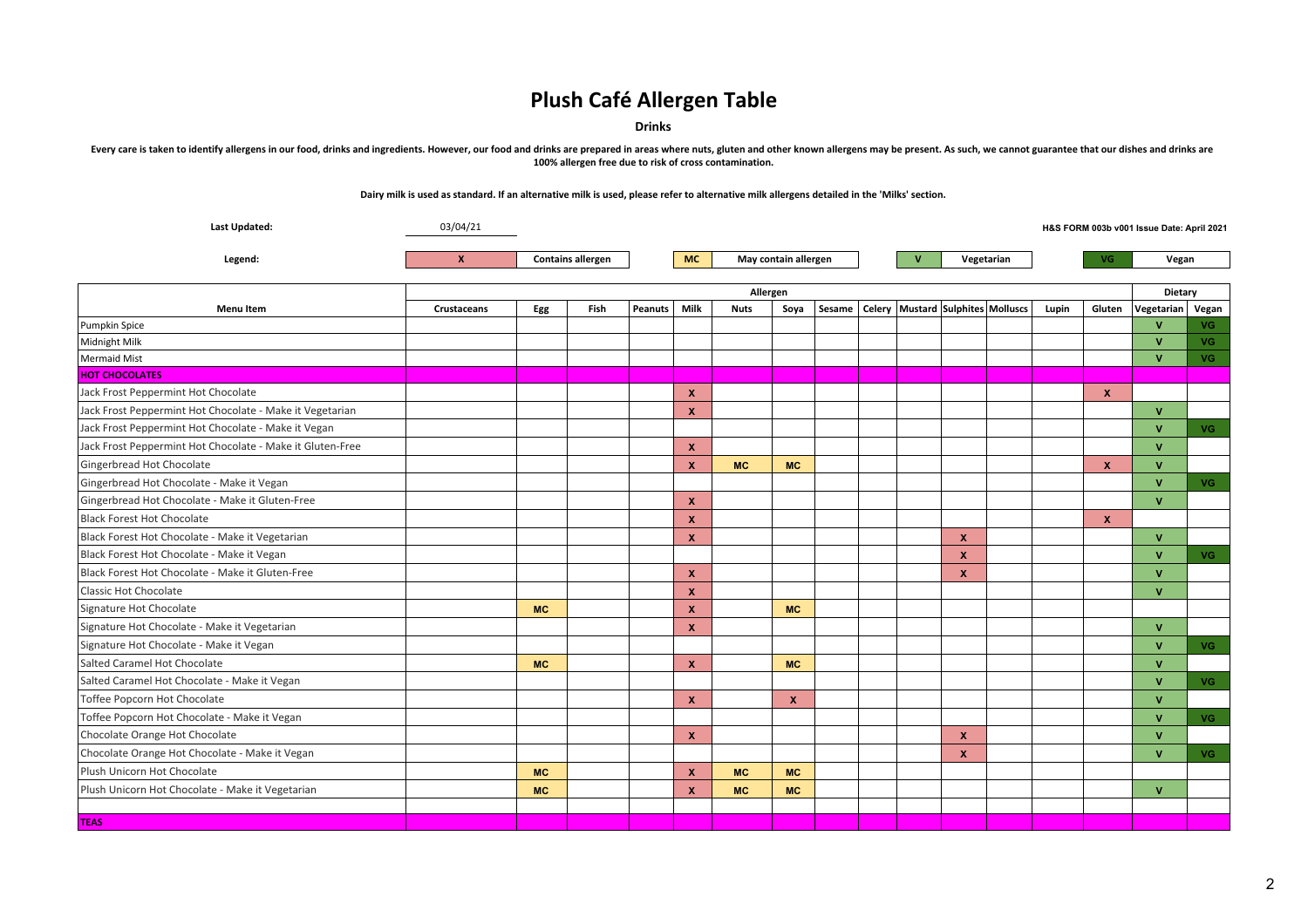# Plush Café Allergen Table

**Drinks**

**Every care is taken to identify allergens in our food, drinks and ingredients. However, our food and drinks are prepared in areas where nuts, gluten and other known allergens may be present. As such, we cannot guarantee that our dishes and drinks are 100% allergen free due to risk of cross contamination.**

**Dairy milk is used as standard. If an alternative milk is used, please refer to alternative milk allergens detailed in the 'Milks' section.**

**Last Updated:** 03/04/21

**H&S FORM 003b v001 Issue Date: April 2021**

**Legend:** X = Contains allergen; MC = May contain allergen; V = Vegetarian; VG = Vegan

| Menu Item | Allergen | | | | | | | | | | | | | | Dietary | |
|---|---|---|---|---|---|---|---|---|---|---|---|---|---|---|---|---|
| | Crustaceans | Egg | Fish | Peanuts | Milk | Nuts | Soya | Sesame | Celery | Mustard | Sulphites | Molluscs | Lupin | Gluten | Vegetarian | Vegan |
| Pumpkin Spice | | | | | | | | | | | | | | | V | VG |
| Midnight Milk | | | | | | | | | | | | | | | V | VG |
| Mermaid Mist | | | | | | | | | | | | | | | V | VG |
| **HOT CHOCOLATES** | | | | | | | | | | | | | | | | |
| Jack Frost Peppermint Hot Chocolate | | | | | X | | | | | | | | | X | | |
| Jack Frost Peppermint Hot Chocolate - Make it Vegetarian | | | | | X | | | | | | | | | | V | |
| Jack Frost Peppermint Hot Chocolate - Make it Vegan | | | | | | | | | | | | | | | V | VG |
| Jack Frost Peppermint Hot Chocolate - Make it Gluten-Free | | | | | X | | | | | | | | | | V | |
| Gingerbread Hot Chocolate | | | | | X | MC | MC | | | | | | | X | V | |
| Gingerbread Hot Chocolate - Make it Vegan | | | | | | | | | | | | | | | V | VG |
| Gingerbread Hot Chocolate - Make it Gluten-Free | | | | | X | | | | | | | | | | V | |
| Black Forest Hot Chocolate | | | | | X | | | | | | | | | X | | |
| Black Forest Hot Chocolate - Make it Vegetarian | | | | | X | | | | | | X | | | | V | |
| Black Forest Hot Chocolate - Make it Vegan | | | | | | | | | | | X | | | | V | VG |
| Black Forest Hot Chocolate - Make it Gluten-Free | | | | | X | | | | | | X | | | | V | |
| Classic Hot Chocolate | | | | | X | | | | | | | | | | V | |
| Signature Hot Chocolate | | MC | | | X | | MC | | | | | | | | | |
| Signature Hot Chocolate - Make it Vegetarian | | | | | X | | | | | | | | | | V | |
| Signature Hot Chocolate - Make it Vegan | | | | | | | | | | | | | | | V | VG |
| Salted Caramel Hot Chocolate | | MC | | | X | | MC | | | | | | | | V | |
| Salted Caramel Hot Chocolate - Make it Vegan | | | | | | | | | | | | | | | V | VG |
| Toffee Popcorn Hot Chocolate | | | | | X | | X | | | | | | | | V | |
| Toffee Popcorn Hot Chocolate - Make it Vegan | | | | | | | | | | | | | | | V | VG |
| Chocolate Orange Hot Chocolate | | | | | X | | | | | | X | | | | V | |
| Chocolate Orange Hot Chocolate - Make it Vegan | | | | | | | | | | | X | | | | V | VG |
| Plush Unicorn Hot Chocolate | | MC | | | X | MC | MC | | | | | | | | | |
| Plush Unicorn Hot Chocolate - Make it Vegetarian | | MC | | | X | MC | MC | | | | | | | | V | |
| | | | | | | | | | | | | | | | | |
| **TEAS** | | | | | | | | | | | | | | | | |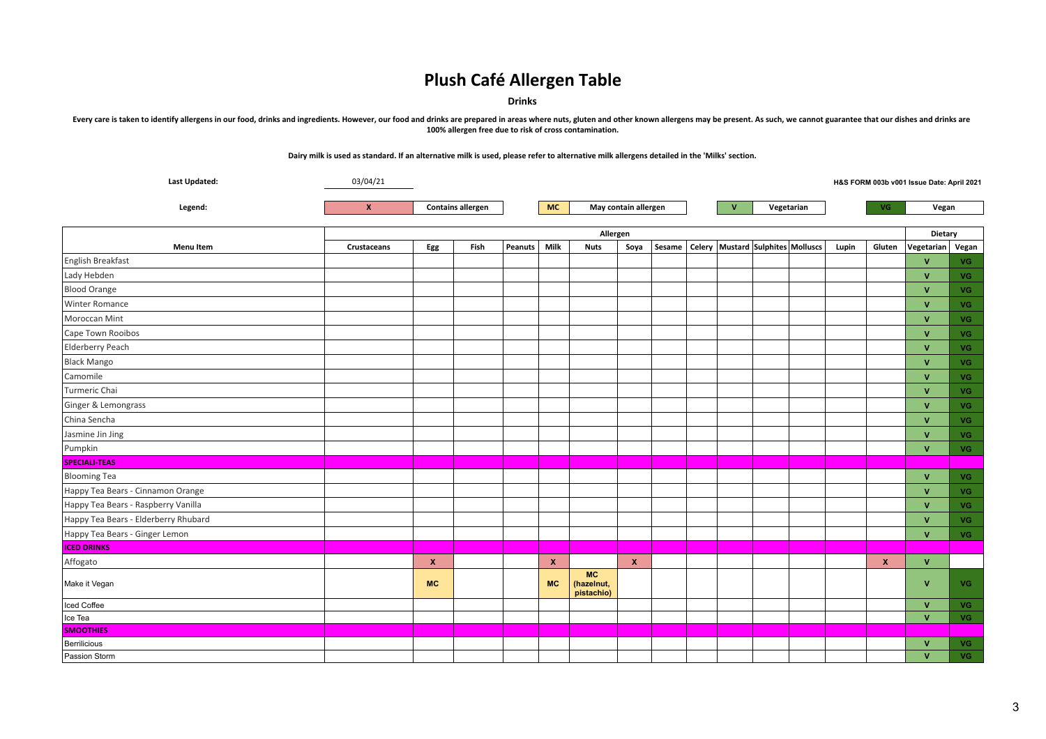# Plush Café Allergen Table

**Drinks**

**Every care is taken to identify allergens in our food, drinks and ingredients. However, our food and drinks are prepared in areas where nuts, gluten and other known allergens may be present. As such, we cannot guarantee that our dishes and drinks are 100% allergen free due to risk of cross contamination.**

**Dairy milk is used as standard. If an alternative milk is used, please refer to alternative milk allergens detailed in the 'Milks' section.**

**Last Updated:** 03/04/21

**H&S FORM 003b v001 Issue Date: April 2021**

**Legend:** X = Contains allergen | MC = May contain allergen | V = Vegetarian | VG = Vegan

| | Allergen | | | | | | | | | | | | | | Dietary | |
|---|---|---|---|---|---|---|---|---|---|---|---|---|---|---|---|---|
| **Menu Item** | **Crustaceans** | **Egg** | **Fish** | **Peanuts** | **Milk** | **Nuts** | **Soya** | **Sesame** | **Celery** | **Mustard** | **Sulphites** | **Molluscs** | **Lupin** | **Gluten** | **Vegetarian** | **Vegan** |
| English Breakfast | | | | | | | | | | | | | | | V | VG |
| Lady Hebden | | | | | | | | | | | | | | | V | VG |
| Blood Orange | | | | | | | | | | | | | | | V | VG |
| Winter Romance | | | | | | | | | | | | | | | V | VG |
| Moroccan Mint | | | | | | | | | | | | | | | V | VG |
| Cape Town Rooibos | | | | | | | | | | | | | | | V | VG |
| Elderberry Peach | | | | | | | | | | | | | | | V | VG |
| Black Mango | | | | | | | | | | | | | | | V | VG |
| Camomile | | | | | | | | | | | | | | | V | VG |
| Turmeric Chai | | | | | | | | | | | | | | | V | VG |
| Ginger & Lemongrass | | | | | | | | | | | | | | | V | VG |
| China Sencha | | | | | | | | | | | | | | | V | VG |
| Jasmine Jin Jing | | | | | | | | | | | | | | | V | VG |
| Pumpkin | | | | | | | | | | | | | | | V | VG |
| **SPECIALI-TEAS** | | | | | | | | | | | | | | | | |
| Blooming Tea | | | | | | | | | | | | | | | V | VG |
| Happy Tea Bears - Cinnamon Orange | | | | | | | | | | | | | | | V | VG |
| Happy Tea Bears - Raspberry Vanilla | | | | | | | | | | | | | | | V | VG |
| Happy Tea Bears - Elderberry Rhubard | | | | | | | | | | | | | | | V | VG |
| Happy Tea Bears - Ginger Lemon | | | | | | | | | | | | | | | V | VG |
| **ICED DRINKS** | | | | | | | | | | | | | | | | |
| Affogato | | X | | | X | | X | | | | | | | X | V | |
| Make it Vegan | | MC | | | MC | MC (hazelnut, pistachio) | | | | | | | | | V | VG |
| Iced Coffee | | | | | | | | | | | | | | | V | VG |
| Ice Tea | | | | | | | | | | | | | | | V | VG |
| **SMOOTHIES** | | | | | | | | | | | | | | | | |
| Berrilicious | | | | | | | | | | | | | | | V | VG |
| Passion Storm | | | | | | | | | | | | | | | V | VG |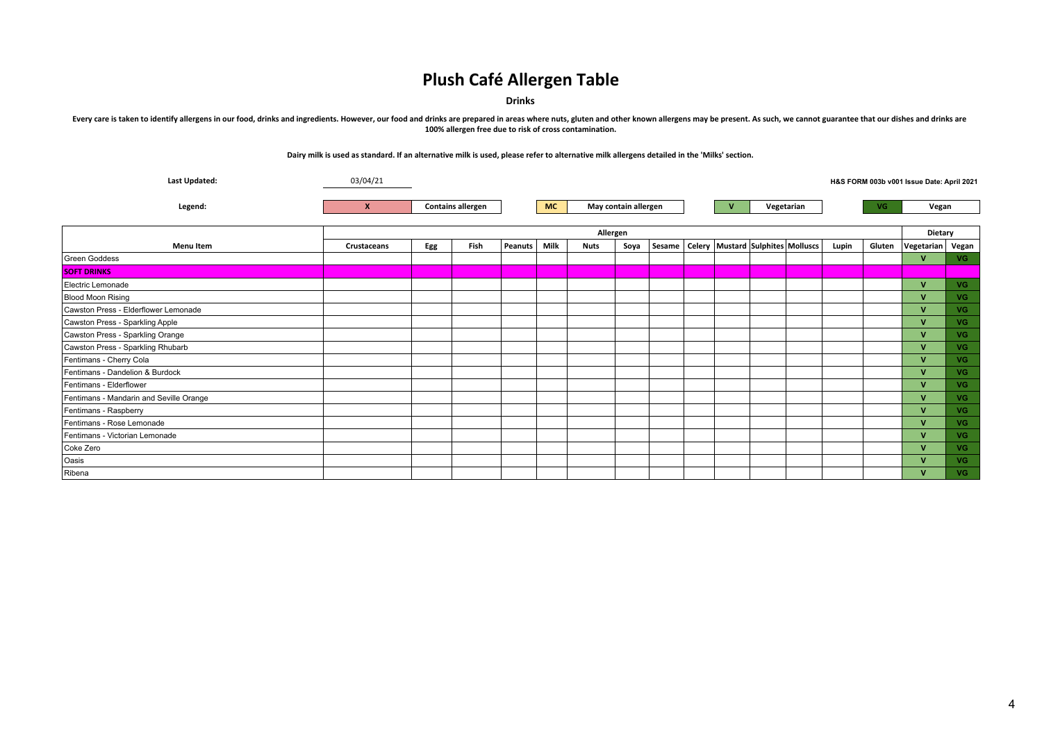# Plush Café Allergen Table

**Drinks**

**Every care is taken to identify allergens in our food, drinks and ingredients. However, our food and drinks are prepared in areas where nuts, gluten and other known allergens may be present. As such, we cannot guarantee that our dishes and drinks are 100% allergen free due to risk of cross contamination.**

**Dairy milk is used as standard. If an alternative milk is used, please refer to alternative milk allergens detailed in the 'Milks' section.**

**Last Updated:** 03/04/21

**H&S FORM 003b v001 Issue Date: April 2021**

**Legend:** X = Contains allergen | MC = May contain allergen | V = Vegetarian | VG = Vegan

| | Allergen | | | | | | | | | | | | | | Dietary | |
|---|---|---|---|---|---|---|---|---|---|---|---|---|---|---|---|---|
| **Menu Item** | **Crustaceans** | **Egg** | **Fish** | **Peanuts** | **Milk** | **Nuts** | **Soya** | **Sesame** | **Celery** | **Mustard** | **Sulphites** | **Molluscs** | **Lupin** | **Gluten** | **Vegetarian** | **Vegan** |
| Green Goddess | | | | | | | | | | | | | | | V | VG |
| **SOFT DRINKS** | | | | | | | | | | | | | | | | |
| Electric Lemonade | | | | | | | | | | | | | | | V | VG |
| Blood Moon Rising | | | | | | | | | | | | | | | V | VG |
| Cawston Press - Elderflower Lemonade | | | | | | | | | | | | | | | V | VG |
| Cawston Press - Sparkling Apple | | | | | | | | | | | | | | | V | VG |
| Cawston Press - Sparkling Orange | | | | | | | | | | | | | | | V | VG |
| Cawston Press - Sparkling Rhubarb | | | | | | | | | | | | | | | V | VG |
| Fentimans - Cherry Cola | | | | | | | | | | | | | | | V | VG |
| Fentimans - Dandelion & Burdock | | | | | | | | | | | | | | | V | VG |
| Fentimans - Elderflower | | | | | | | | | | | | | | | V | VG |
| Fentimans - Mandarin and Seville Orange | | | | | | | | | | | | | | | V | VG |
| Fentimans - Raspberry | | | | | | | | | | | | | | | V | VG |
| Fentimans - Rose Lemonade | | | | | | | | | | | | | | | V | VG |
| Fentimans - Victorian Lemonade | | | | | | | | | | | | | | | V | VG |
| Coke Zero | | | | | | | | | | | | | | | V | VG |
| Oasis | | | | | | | | | | | | | | | V | VG |
| Ribena | | | | | | | | | | | | | | | V | VG |